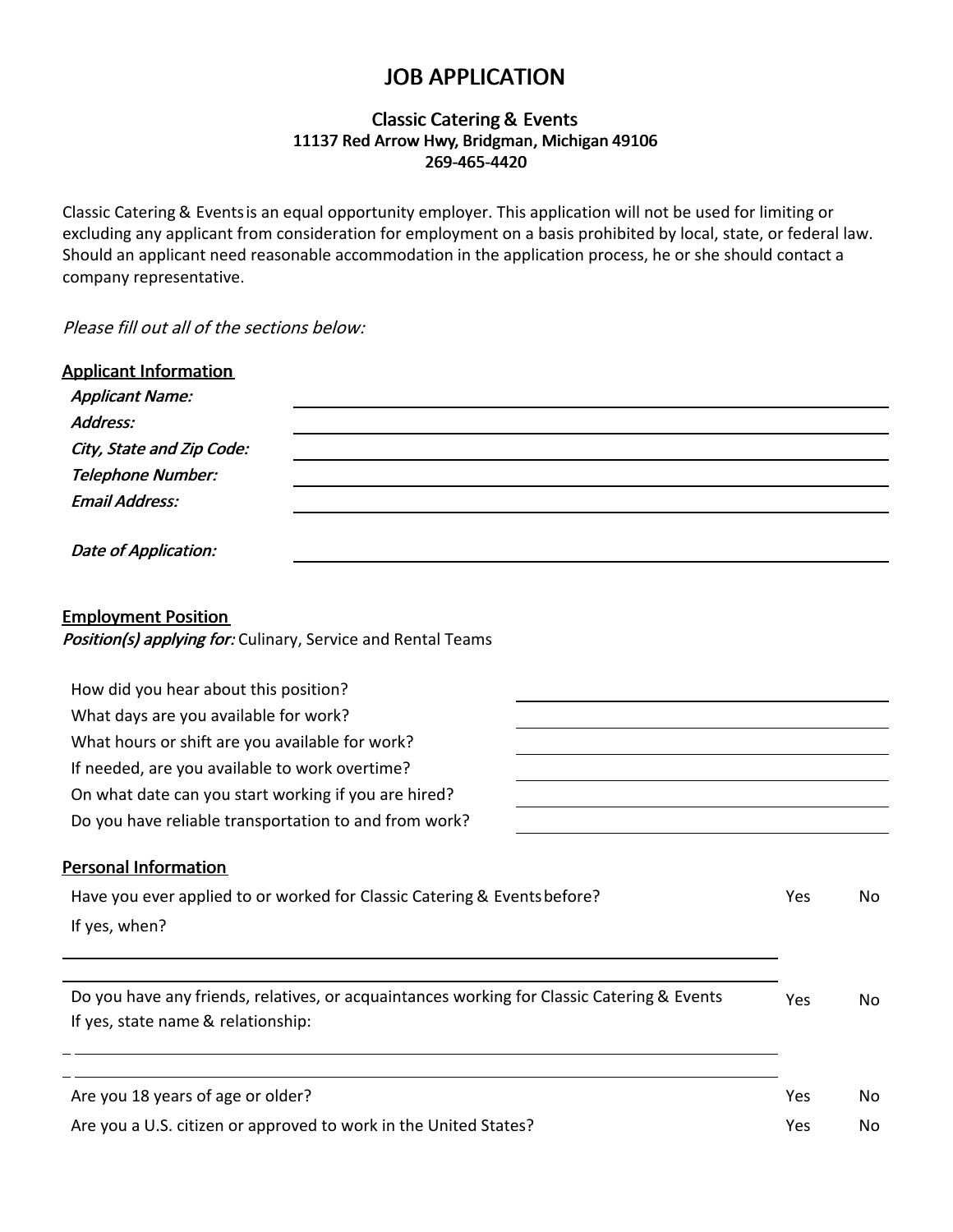# JOB APPLICATION

### Classic Catering & Events
### 11137 Red Arrow Hwy, Bridgman, Michigan 49106
### 269-465-4420

Classic Catering & Events is an equal opportunity employer. This application will not be used for limiting or excluding any applicant from consideration for employment on a basis prohibited by local, state, or federal law. Should an applicant need reasonable accommodation in the application process, he or she should contact a company representative.

*Please fill out all of the sections below:*

## Applicant Information

***Applicant Name:*** ____________________

***Address:*** ____________________

***City, State and Zip Code:*** ____________________

***Telephone Number:*** ____________________

***Email Address:*** ____________________

***Date of Application:*** ____________________

## Employment Position

***Position(s) applying for:*** Culinary, Service and Rental Teams

How did you hear about this position? ____________________

What days are you available for work? ____________________

What hours or shift are you available for work? ____________________

If needed, are you available to work overtime? ____________________

On what date can you start working if you are hired? ____________________

Do you have reliable transportation to and from work? ____________________

## Personal Information

Have you ever applied to or worked for Classic Catering & Events before? Yes No

If yes, when?

____________________

____________________

Do you have any friends, relatives, or acquaintances working for Classic Catering & Events Yes No

If yes, state name & relationship:

____________________

____________________

Are you 18 years of age or older? Yes No

Are you a U.S. citizen or approved to work in the United States? Yes No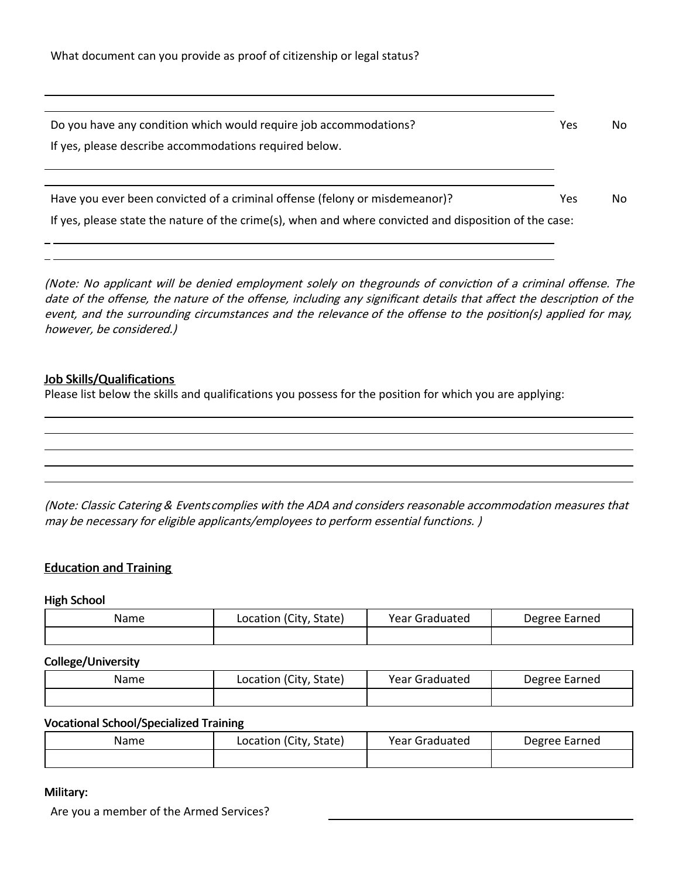What document can you provide as proof of citizenship or legal status?

______________________________________________________________________

Do you have any condition which would require job accommodations? Yes No

If yes, please describe accommodations required below.

______________________________________________________________________

Have you ever been convicted of a criminal offense (felony or misdemeanor)? Yes No

If yes, please state the nature of the crime(s), when and where convicted and disposition of the case:

______________________________________________________________________

______________________________________________________________________

*(Note: No applicant will be denied employment solely on thegrounds of conviction of a criminal offense. The date of the offense, the nature of the offense, including any significant details that affect the description of the event, and the surrounding circumstances and the relevance of the offense to the position(s) applied for may, however, be considered.)*

## Job Skills/Qualifications

Please list below the skills and qualifications you possess for the position for which you are applying:

______________________________________________________________________

______________________________________________________________________

______________________________________________________________________

______________________________________________________________________

______________________________________________________________________

*(Note: Classic Catering & Events complies with the ADA and considers reasonable accommodation measures that may be necessary for eligible applicants/employees to perform essential functions. )*

## Education and Training

**High School**

| Name | Location (City, State) | Year Graduated | Degree Earned |
|---|---|---|---|
| | | | |

**College/University**

| Name | Location (City, State) | Year Graduated | Degree Earned |
|---|---|---|---|
| | | | |

**Vocational School/Specialized Training**

| Name | Location (City, State) | Year Graduated | Degree Earned |
|---|---|---|---|
| | | | |

**Military:**

Are you a member of the Armed Services? ______________________________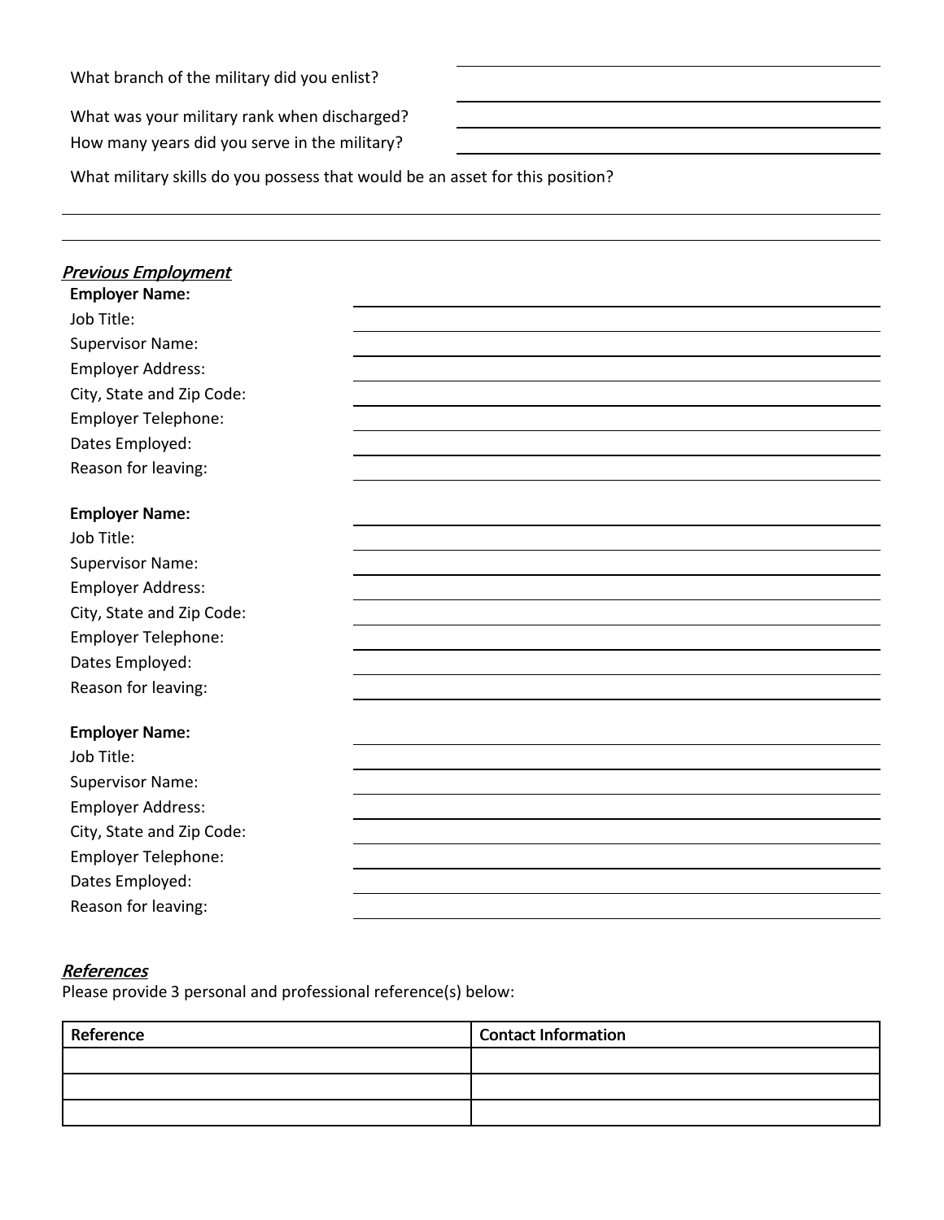What branch of the military did you enlist? \_\_\_\_\_\_\_\_\_\_\_\_\_\_\_\_\_\_\_\_

What was your military rank when discharged? \_\_\_\_\_\_\_\_\_\_\_\_\_\_\_\_\_\_\_\_

How many years did you serve in the military? \_\_\_\_\_\_\_\_\_\_\_\_\_\_\_\_\_\_\_\_

What military skills do you possess that would be an asset for this position?

\_\_\_\_\_\_\_\_\_\_\_\_\_\_\_\_\_\_\_\_\_\_\_\_\_\_\_\_\_\_\_\_\_\_\_\_\_\_\_\_

\_\_\_\_\_\_\_\_\_\_\_\_\_\_\_\_\_\_\_\_\_\_\_\_\_\_\_\_\_\_\_\_\_\_\_\_\_\_\_\_

## ***Previous Employment***

**Employer Name:**
Job Title:
Supervisor Name:
Employer Address:
City, State and Zip Code:
Employer Telephone:
Dates Employed:
Reason for leaving:

**Employer Name:**
Job Title:
Supervisor Name:
Employer Address:
City, State and Zip Code:
Employer Telephone:
Dates Employed:
Reason for leaving:

**Employer Name:**
Job Title:
Supervisor Name:
Employer Address:
City, State and Zip Code:
Employer Telephone:
Dates Employed:
Reason for leaving:

## ***References***

Please provide 3 personal and professional reference(s) below:

| Reference | Contact Information |
| --- | --- |
| | |
| | |
| | |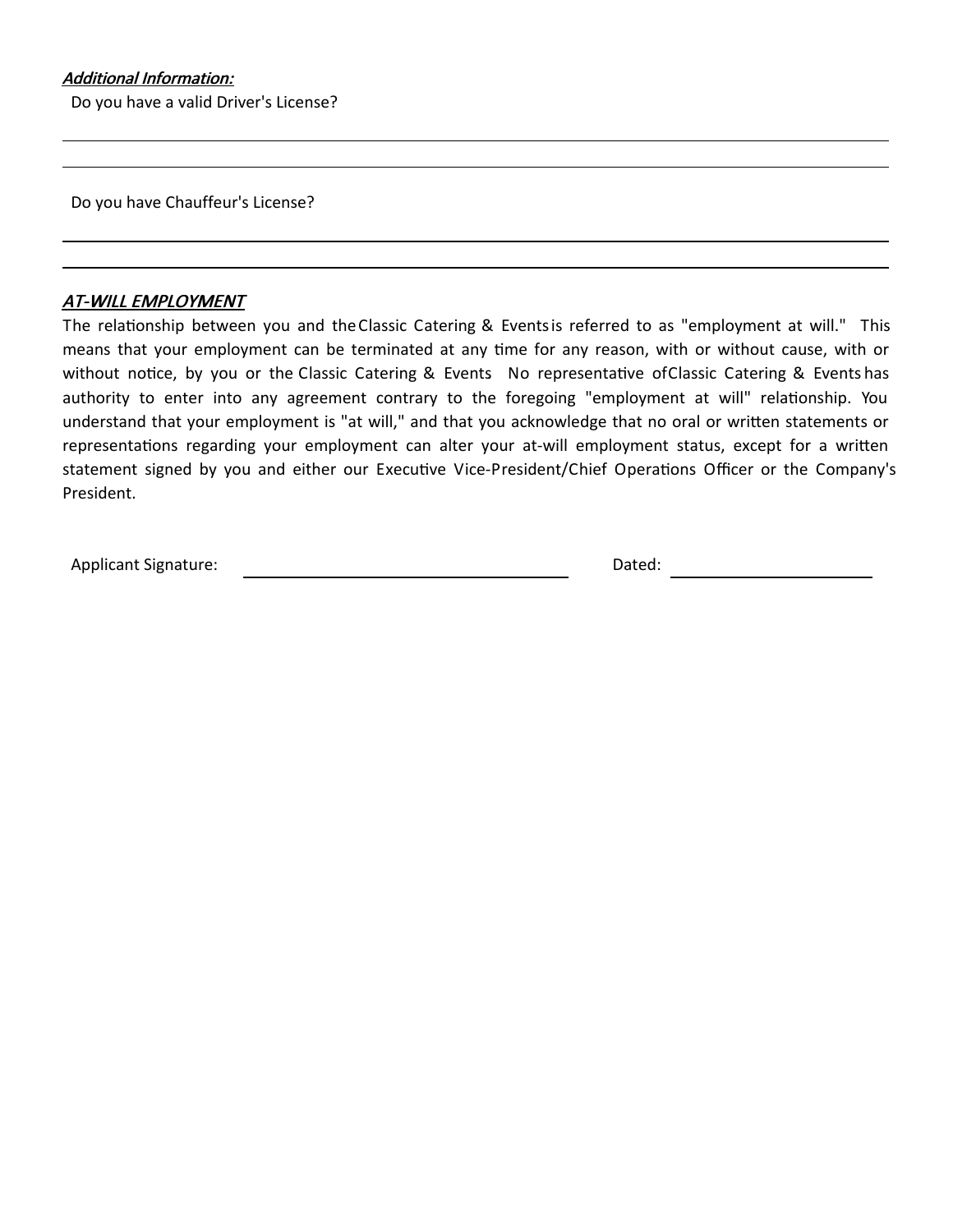***Additional Information:***

Do you have a valid Driver's License?

Do you have Chauffeur's License?

***AT-WILL EMPLOYMENT***

The relationship between you and theClassic Catering & Eventsis referred to as "employment at will." This means that your employment can be terminated at any time for any reason, with or without cause, with or without notice, by you or the Classic Catering & Events No representative ofClassic Catering & Events has authority to enter into any agreement contrary to the foregoing "employment at will" relationship. You understand that your employment is "at will," and that you acknowledge that no oral or written statements or representations regarding your employment can alter your at-will employment status, except for a written statement signed by you and either our Executive Vice-President/Chief Operations Officer or the Company's President.

Applicant Signature: ______________________ Dated: ______________